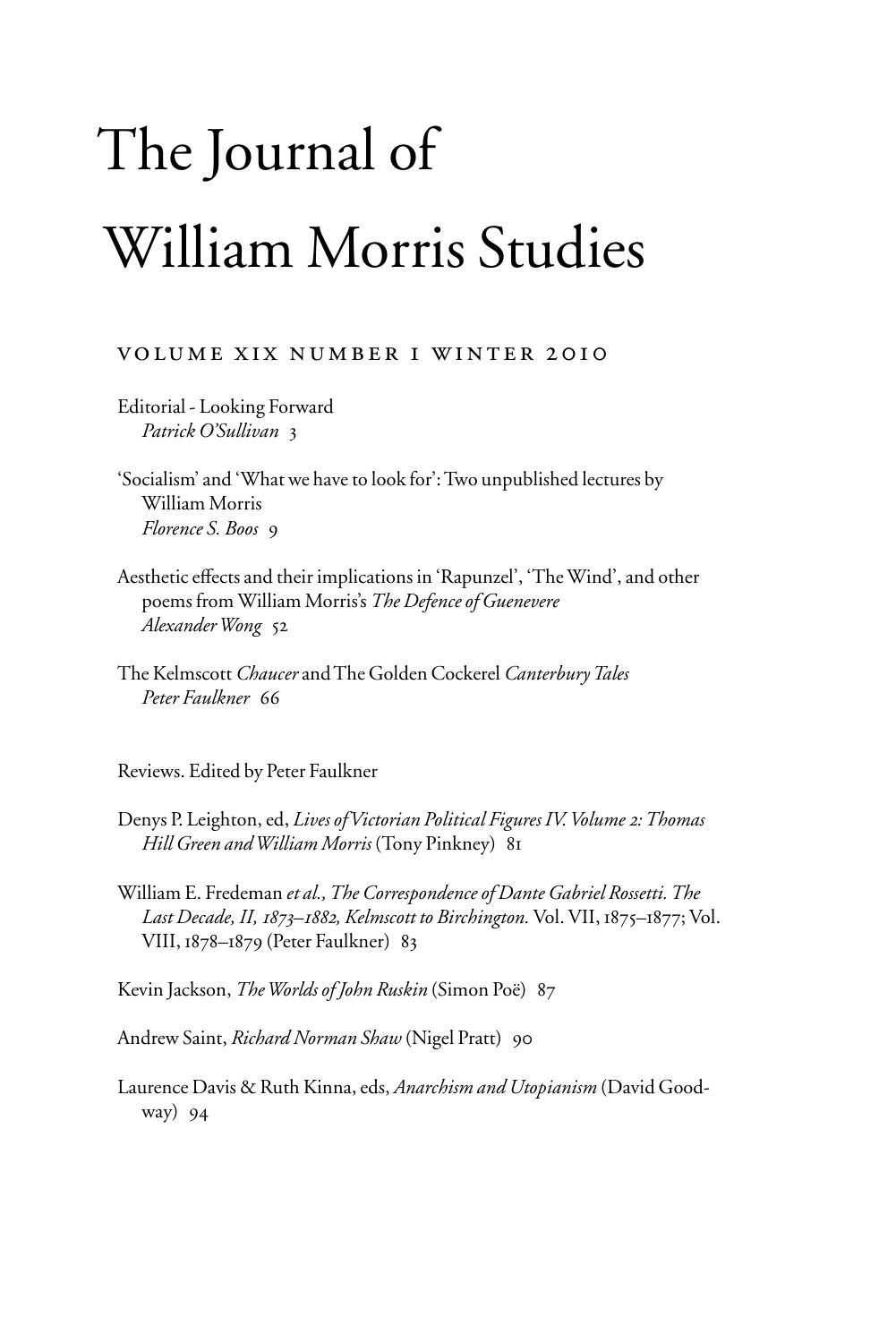# The Journal of William Morris Studies

VOLUME XIX NUMBER I WINTER 2010

Editorial - Looking Forward
*Patrick O'Sullivan* 3

'Socialism' and 'What we have to look for': Two unpublished lectures by William Morris
*Florence S. Boos* 9

Aesthetic effects and their implications in 'Rapunzel', 'The Wind', and other poems from William Morris's *The Defence of Guenevere*
*Alexander Wong* 52

The Kelmscott *Chaucer* and The Golden Cockerel *Canterbury Tales*
*Peter Faulkner* 66

Reviews. Edited by Peter Faulkner

Denys P. Leighton, ed, *Lives of Victorian Political Figures IV. Volume 2: Thomas Hill Green and William Morris* (Tony Pinkney) 81

William E. Fredeman *et al., The Correspondence of Dante Gabriel Rossetti. The Last Decade, II, 1873–1882, Kelmscott to Birchington.* Vol. VII, 1875–1877; Vol. VIII, 1878–1879 (Peter Faulkner) 83

Kevin Jackson, *The Worlds of John Ruskin* (Simon Poë) 87

Andrew Saint, *Richard Norman Shaw* (Nigel Pratt) 90

Laurence Davis & Ruth Kinna, eds, *Anarchism and Utopianism* (David Goodway) 94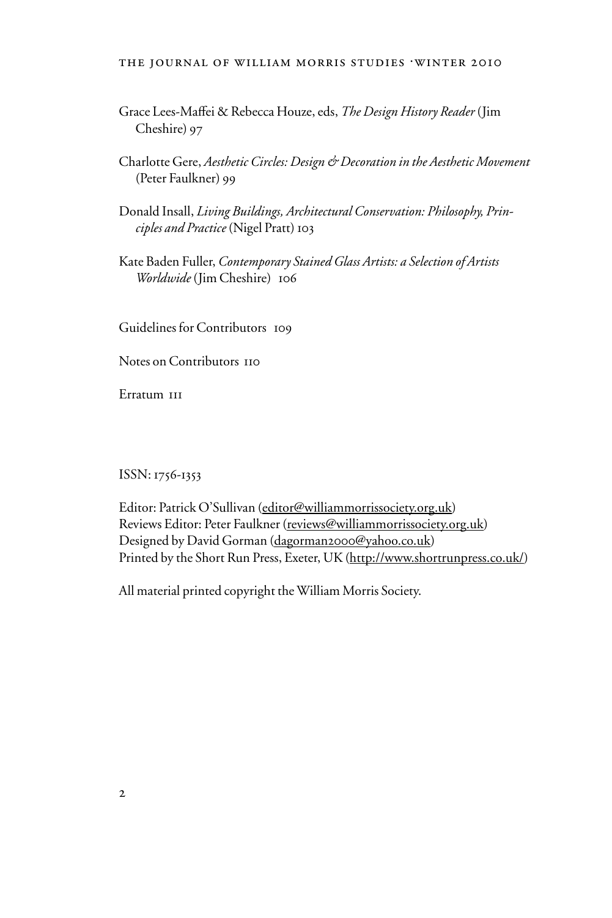Grace Lees-Maffei & Rebecca Houze, eds, *The Design History Reader* (Jim Cheshire) 97

Charlotte Gere, *Aesthetic Circles: Design & Decoration in the Aesthetic Movement* (Peter Faulkner) 99

Donald Insall, *Living Buildings, Architectural Conservation: Philosophy, Principles and Practice* (Nigel Pratt) 103

Kate Baden Fuller, *Contemporary Stained Glass Artists: a Selection of Artists Worldwide* (Jim Cheshire) 106

Guidelines for Contributors 109

Notes on Contributors 110

Erratum 111

ISSN: 1756-1353

Editor: Patrick O'Sullivan (editor@williammorrissociety.org.uk)
Reviews Editor: Peter Faulkner (reviews@williammorrissociety.org.uk)
Designed by David Gorman (dagorman2000@yahoo.co.uk)
Printed by the Short Run Press, Exeter, UK (http://www.shortrunpress.co.uk/)

All material printed copyright the William Morris Society.